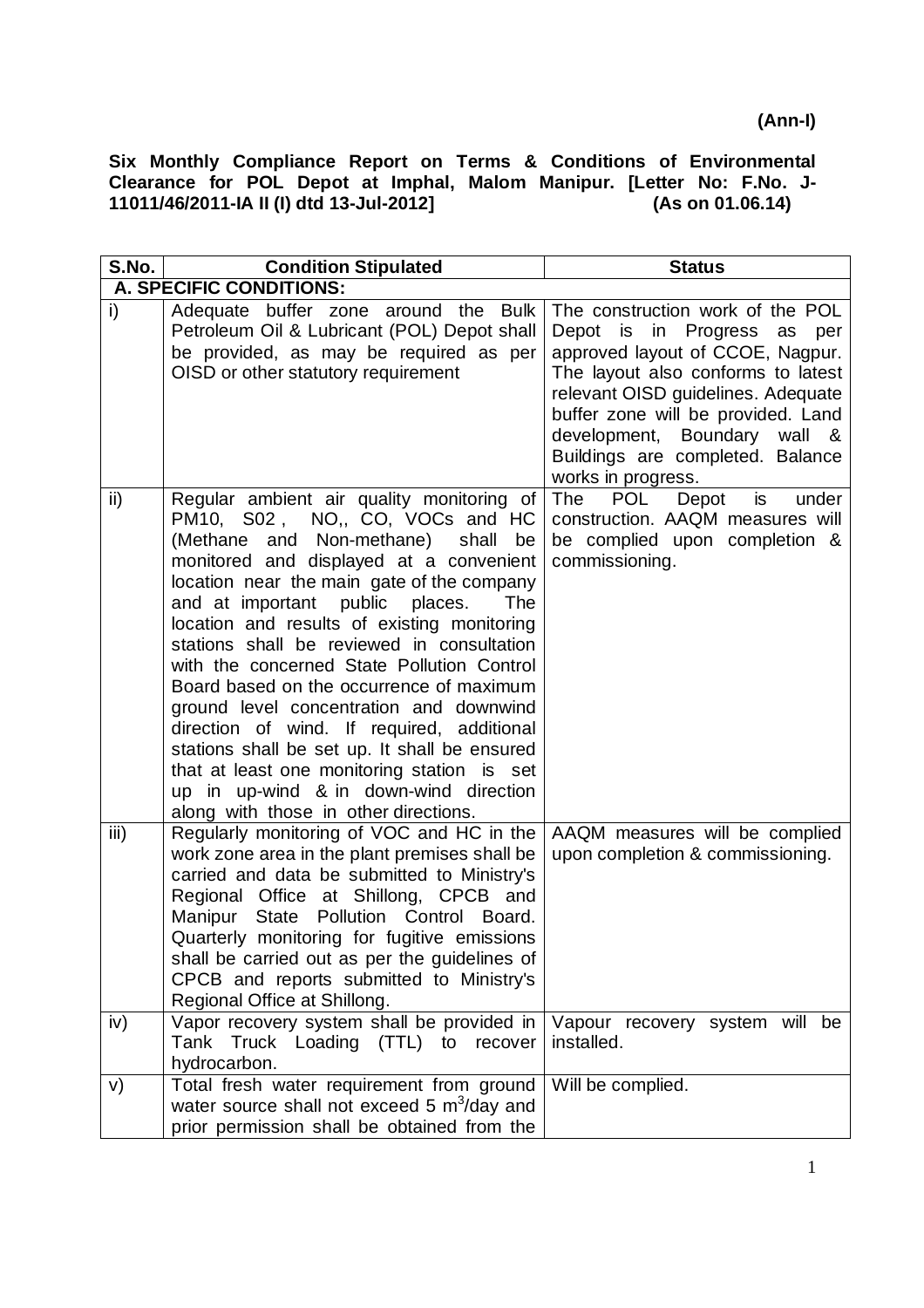**(Ann-I)**

**Six Monthly Compliance Report on Terms & Conditions of Environmental Clearance for POL Depot at Imphal, Malom Manipur. [Letter No: F.No. J-11011/46/2011-IA II (I) dtd 13-Jul-2012] (As on 01.06.14)**

| S.No. | Condition Stipulated | Status |
|---|---|---|
| **A. SPECIFIC CONDITIONS:** | | |
| i) | Adequate buffer zone around the Bulk Petroleum Oil & Lubricant (POL) Depot shall be provided, as may be required as per OISD or other statutory requirement | The construction work of the POL Depot is in Progress as per approved layout of CCOE, Nagpur. The layout also conforms to latest relevant OISD guidelines. Adequate buffer zone will be provided. Land development, Boundary wall & Buildings are completed. Balance works in progress. |
| ii) | Regular ambient air quality monitoring of PM10, S02 , NO,, CO, VOCs and HC (Methane and Non-methane) shall be monitored and displayed at a convenient location near the main gate of the company and at important public places. The location and results of existing monitoring stations shall be reviewed in consultation with the concerned State Pollution Control Board based on the occurrence of maximum ground level concentration and downwind direction of wind. If required, additional stations shall be set up. It shall be ensured that at least one monitoring station is set up in up-wind & in down-wind direction along with those in other directions. | The POL Depot is under construction. AAQM measures will be complied upon completion & commissioning. |
| iii) | Regularly monitoring of VOC and HC in the work zone area in the plant premises shall be carried and data be submitted to Ministry's Regional Office at Shillong, CPCB and Manipur State Pollution Control Board. Quarterly monitoring for fugitive emissions shall be carried out as per the guidelines of CPCB and reports submitted to Ministry's Regional Office at Shillong. | AAQM measures will be complied upon completion & commissioning. |
| iv) | Vapor recovery system shall be provided in Tank Truck Loading (TTL) to recover hydrocarbon. | Vapour recovery system will be installed. |
| v) | Total fresh water requirement from ground water source shall not exceed 5 $m^3$/day and prior permission shall be obtained from the | Will be complied. |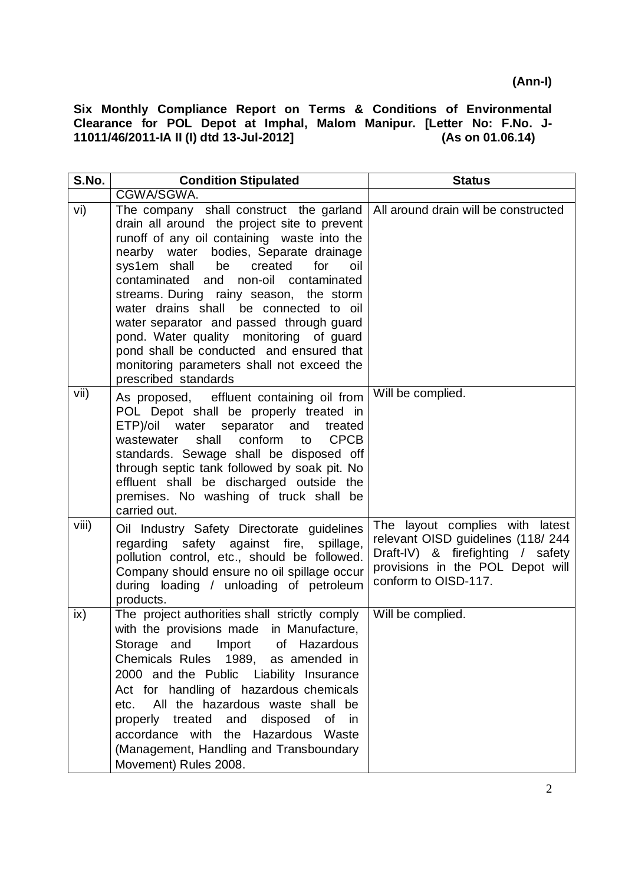**(Ann-I)**

**Six Monthly Compliance Report on Terms & Conditions of Environmental Clearance for POL Depot at Imphal, Malom Manipur. [Letter No: F.No. J-11011/46/2011-IA II (I) dtd 13-Jul-2012] (As on 01.06.14)**

| S.No. | Condition Stipulated | Status |
|---|---|---|
| | CGWA/SGWA. | |
| vi) | The company shall construct the garland drain all around the project site to prevent runoff of any oil containing waste into the nearby water bodies, Separate drainage sys1em shall be created for oil contaminated and non-oil contaminated streams. During rainy season, the storm water drains shall be connected to oil water separator and passed through guard pond. Water quality monitoring of guard pond shall be conducted and ensured that monitoring parameters shall not exceed the prescribed standards | All around drain will be constructed |
| vii) | As proposed, effluent containing oil from POL Depot shall be properly treated in ETP)/oil water separator and treated wastewater shall conform to CPCB standards. Sewage shall be disposed off through septic tank followed by soak pit. No effluent shall be discharged outside the premises. No washing of truck shall be carried out. | Will be complied. |
| viii) | Oil Industry Safety Directorate guidelines regarding safety against fire, spillage, pollution control, etc., should be followed. Company should ensure no oil spillage occur during loading / unloading of petroleum products. | The layout complies with latest relevant OISD guidelines (118/ 244 Draft-IV) & firefighting / safety provisions in the POL Depot will conform to OISD-117. |
| ix) | The project authorities shall strictly comply with the provisions made in Manufacture, Storage and Import of Hazardous Chemicals Rules 1989, as amended in 2000 and the Public Liability Insurance Act for handling of hazardous chemicals etc. All the hazardous waste shall be properly treated and disposed of in accordance with the Hazardous Waste (Management, Handling and Transboundary Movement) Rules 2008. | Will be complied. |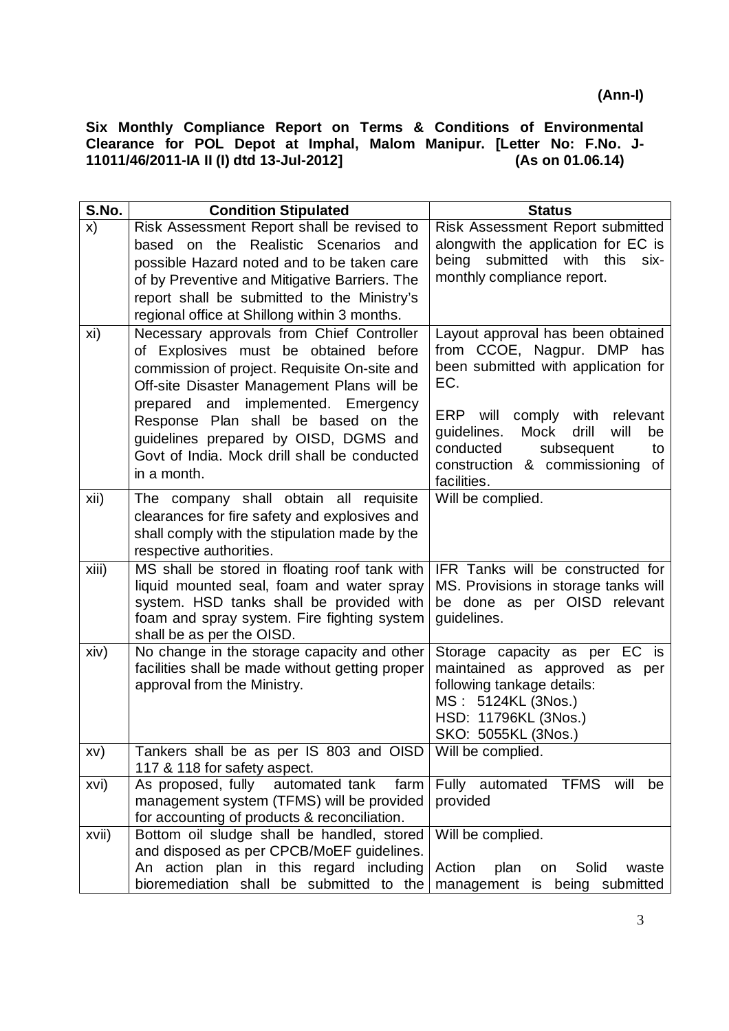**(Ann-I)**

**Six Monthly Compliance Report on Terms & Conditions of Environmental Clearance for POL Depot at Imphal, Malom Manipur. [Letter No: F.No. J-11011/46/2011-IA II (I) dtd 13-Jul-2012] (As on 01.06.14)**

| S.No. | Condition Stipulated | Status |
|---|---|---|
| x) | Risk Assessment Report shall be revised to based on the Realistic Scenarios and possible Hazard noted and to be taken care of by Preventive and Mitigative Barriers. The report shall be submitted to the Ministry's regional office at Shillong within 3 months. | Risk Assessment Report submitted alongwith the application for EC is being submitted with this six-monthly compliance report. |
| xi) | Necessary approvals from Chief Controller of Explosives must be obtained before commission of project. Requisite On-site and Off-site Disaster Management Plans will be prepared and implemented. Emergency Response Plan shall be based on the guidelines prepared by OISD, DGMS and Govt of India. Mock drill shall be conducted in a month. | Layout approval has been obtained from CCOE, Nagpur. DMP has been submitted with application for EC.<br><br>ERP will comply with relevant guidelines. Mock drill will be conducted subsequent to construction & commissioning of facilities. |
| xii) | The company shall obtain all requisite clearances for fire safety and explosives and shall comply with the stipulation made by the respective authorities. | Will be complied. |
| xiii) | MS shall be stored in floating roof tank with liquid mounted seal, foam and water spray system. HSD tanks shall be provided with foam and spray system. Fire fighting system shall be as per the OISD. | IFR Tanks will be constructed for MS. Provisions in storage tanks will be done as per OISD relevant guidelines. |
| xiv) | No change in the storage capacity and other facilities shall be made without getting proper approval from the Ministry. | Storage capacity as per EC is maintained as approved as per following tankage details:<br>MS : 5124KL (3Nos.)<br>HSD: 11796KL (3Nos.)<br>SKO: 5055KL (3Nos.) |
| xv) | Tankers shall be as per IS 803 and OISD 117 & 118 for safety aspect. | Will be complied. |
| xvi) | As proposed, fully automated tank farm management system (TFMS) will be provided for accounting of products & reconciliation. | Fully automated TFMS will be provided |
| xvii) | Bottom oil sludge shall be handled, stored and disposed as per CPCB/MoEF guidelines. An action plan in this regard including bioremediation shall be submitted to the | Will be complied.<br><br>Action plan on Solid waste management is being submitted |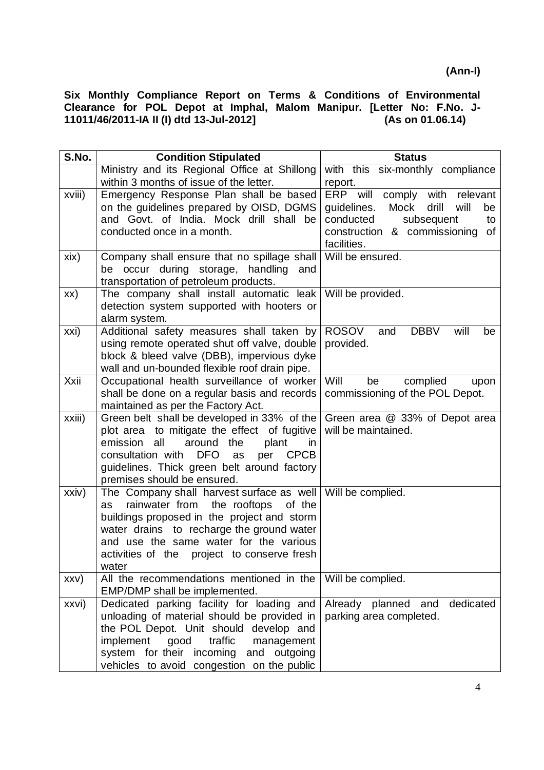**(Ann-I)**

**Six Monthly Compliance Report on Terms & Conditions of Environmental Clearance for POL Depot at Imphal, Malom Manipur. [Letter No: F.No. J-11011/46/2011-IA II (I) dtd 13-Jul-2012] (As on 01.06.14)**

| S.No. | Condition Stipulated | Status |
|---|---|---|
| | Ministry and its Regional Office at Shillong within 3 months of issue of the letter. | with this six-monthly compliance report. |
| xviii) | Emergency Response Plan shall be based on the guidelines prepared by OISD, DGMS and Govt. of India. Mock drill shall be conducted once in a month. | ERP will comply with relevant guidelines. Mock drill will be conducted subsequent to construction & commissioning of facilities. |
| xix) | Company shall ensure that no spillage shall be occur during storage, handling and transportation of petroleum products. | Will be ensured. |
| xx) | The company shall install automatic leak detection system supported with hooters or alarm system. | Will be provided. |
| xxi) | Additional safety measures shall taken by using remote operated shut off valve, double block & bleed valve (DBB), impervious dyke wall and un-bounded flexible roof drain pipe. | ROSOV and DBBV will be provided. |
| Xxii | Occupational health surveillance of worker shall be done on a regular basis and records maintained as per the Factory Act. | Will be complied upon commissioning of the POL Depot. |
| xxiii) | Green belt shall be developed in 33% of the plot area to mitigate the effect of fugitive emission all around the plant in consultation with DFO as per CPCB guidelines. Thick green belt around factory premises should be ensured. | Green area @ 33% of Depot area will be maintained. |
| xxiv) | The Company shall harvest surface as well as rainwater from the rooftops of the buildings proposed in the project and storm water drains to recharge the ground water and use the same water for the various activities of the project to conserve fresh water | Will be complied. |
| xxv) | All the recommendations mentioned in the EMP/DMP shall be implemented. | Will be complied. |
| xxvi) | Dedicated parking facility for loading and unloading of material should be provided in the POL Depot. Unit should develop and implement good traffic management system for their incoming and outgoing vehicles to avoid congestion on the public | Already planned and dedicated parking area completed. |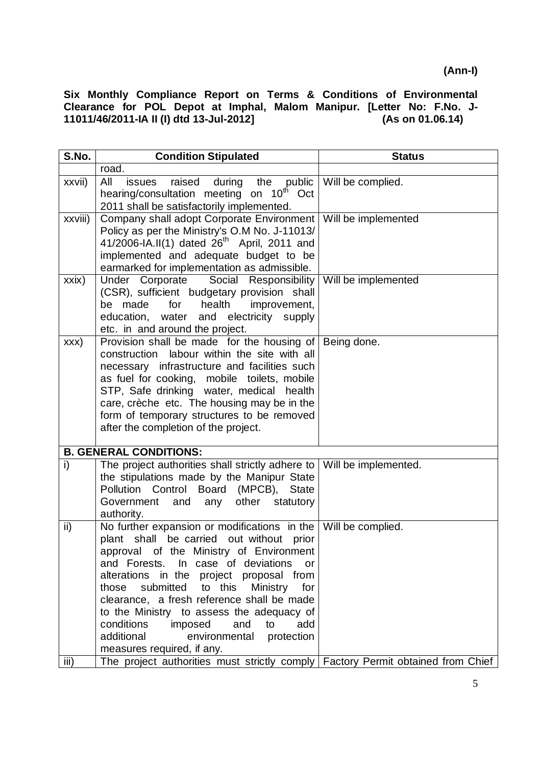**(Ann-I)**

**Six Monthly Compliance Report on Terms & Conditions of Environmental Clearance for POL Depot at Imphal, Malom Manipur. [Letter No: F.No. J-11011/46/2011-IA II (I) dtd 13-Jul-2012] (As on 01.06.14)**

| S.No. | Condition Stipulated | Status |
|---|---|---|
| | road. | |
| xxvii) | All issues raised during the public hearing/consultation meeting on 10th Oct 2011 shall be satisfactorily implemented. | Will be complied. |
| xxviii) | Company shall adopt Corporate Environment Policy as per the Ministry's O.M No. J-11013/ 41/2006-IA.II(1) dated 26th April, 2011 and implemented and adequate budget to be earmarked for implementation as admissible. | Will be implemented |
| xxix) | Under Corporate Social Responsibility (CSR), sufficient budgetary provision shall be made for health improvement, education, water and electricity supply etc. in and around the project. | Will be implemented |
| xxx) | Provision shall be made for the housing of construction labour within the site with all necessary infrastructure and facilities such as fuel for cooking, mobile toilets, mobile STP, Safe drinking water, medical health care, crèche etc. The housing may be in the form of temporary structures to be removed after the completion of the project. | Being done. |
| **B. GENERAL CONDITIONS:** | | |
| i) | The project authorities shall strictly adhere to the stipulations made by the Manipur State Pollution Control Board (MPCB), State Government and any other statutory authority. | Will be implemented. |
| ii) | No further expansion or modifications in the plant shall be carried out without prior approval of the Ministry of Environment and Forests. In case of deviations or alterations in the project proposal from those submitted to this Ministry for clearance, a fresh reference shall be made to the Ministry to assess the adequacy of conditions imposed and to add additional environmental protection measures required, if any. | Will be complied. |
| iii) | The project authorities must strictly comply | Factory Permit obtained from Chief |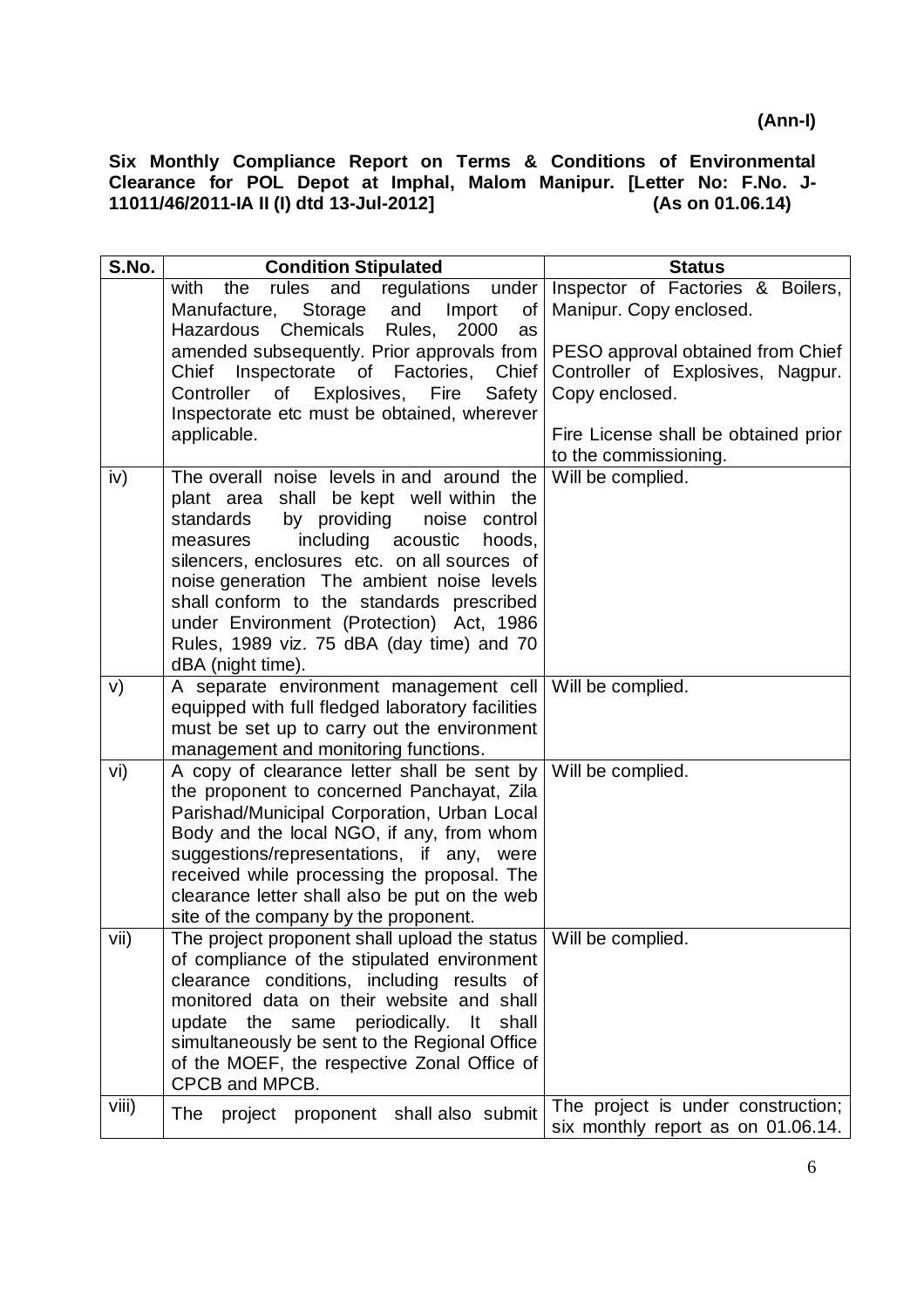**(Ann-I)**

**Six Monthly Compliance Report on Terms & Conditions of Environmental Clearance for POL Depot at Imphal, Malom Manipur. [Letter No: F.No. J-11011/46/2011-IA II (I) dtd 13-Jul-2012] (As on 01.06.14)**

| S.No. | Condition Stipulated | Status |
|---|---|---|
| | with the rules and regulations under Manufacture, Storage and Import of Hazardous Chemicals Rules, 2000 as amended subsequently. Prior approvals from Chief Inspectorate of Factories, Chief Controller of Explosives, Fire Safety Inspectorate etc must be obtained, wherever applicable. | Inspector of Factories & Boilers, Manipur. Copy enclosed.<br><br>PESO approval obtained from Chief Controller of Explosives, Nagpur. Copy enclosed.<br><br>Fire License shall be obtained prior to the commissioning. |
| iv) | The overall noise levels in and around the plant area shall be kept well within the standards by providing noise control measures including acoustic hoods, silencers, enclosures etc. on all sources of noise generation The ambient noise levels shall conform to the standards prescribed under Environment (Protection) Act, 1986 Rules, 1989 viz. 75 dBA (day time) and 70 dBA (night time). | Will be complied. |
| v) | A separate environment management cell equipped with full fledged laboratory facilities must be set up to carry out the environment management and monitoring functions. | Will be complied. |
| vi) | A copy of clearance letter shall be sent by the proponent to concerned Panchayat, Zila Parishad/Municipal Corporation, Urban Local Body and the local NGO, if any, from whom suggestions/representations, if any, were received while processing the proposal. The clearance letter shall also be put on the web site of the company by the proponent. | Will be complied. |
| vii) | The project proponent shall upload the status of compliance of the stipulated environment clearance conditions, including results of monitored data on their website and shall update the same periodically. It shall simultaneously be sent to the Regional Office of the MOEF, the respective Zonal Office of CPCB and MPCB. | Will be complied. |
| viii) | The project proponent shall also submit | The project is under construction; six monthly report as on 01.06.14. |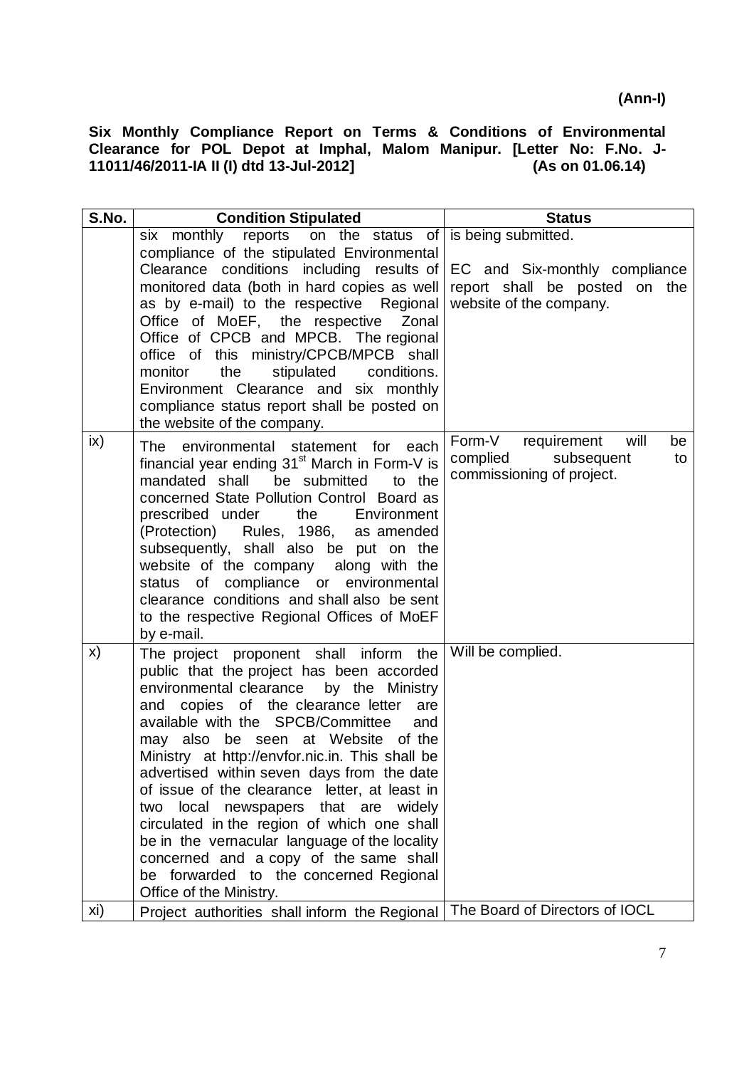**(Ann-I)**

**Six Monthly Compliance Report on Terms & Conditions of Environmental Clearance for POL Depot at Imphal, Malom Manipur. [Letter No: F.No. J-11011/46/2011-IA II (I) dtd 13-Jul-2012] (As on 01.06.14)**

| S.No. | Condition Stipulated | Status |
|---|---|---|
| | six monthly reports on the status of compliance of the stipulated Environmental Clearance conditions including results of monitored data (both in hard copies as well as by e-mail) to the respective Regional Office of MoEF, the respective Zonal Office of CPCB and MPCB. The regional office of this ministry/CPCB/MPCB shall monitor the stipulated conditions. Environment Clearance and six monthly compliance status report shall be posted on the website of the company. | is being submitted.<br><br>EC and Six-monthly compliance report shall be posted on the website of the company. |
| ix) | The environmental statement for each financial year ending 31st March in Form-V is mandated shall be submitted to the concerned State Pollution Control Board as prescribed under the Environment (Protection) Rules, 1986, as amended subsequently, shall also be put on the website of the company along with the status of compliance or environmental clearance conditions and shall also be sent to the respective Regional Offices of MoEF by e-mail. | Form-V requirement will be complied subsequent to commissioning of project. |
| x) | The project proponent shall inform the public that the project has been accorded environmental clearance by the Ministry and copies of the clearance letter are available with the SPCB/Committee and may also be seen at Website of the Ministry at http://envfor.nic.in. This shall be advertised within seven days from the date of issue of the clearance letter, at least in two local newspapers that are widely circulated in the region of which one shall be in the vernacular language of the locality concerned and a copy of the same shall be forwarded to the concerned Regional Office of the Ministry. | Will be complied. |
| xi) | Project authorities shall inform the Regional | The Board of Directors of IOCL |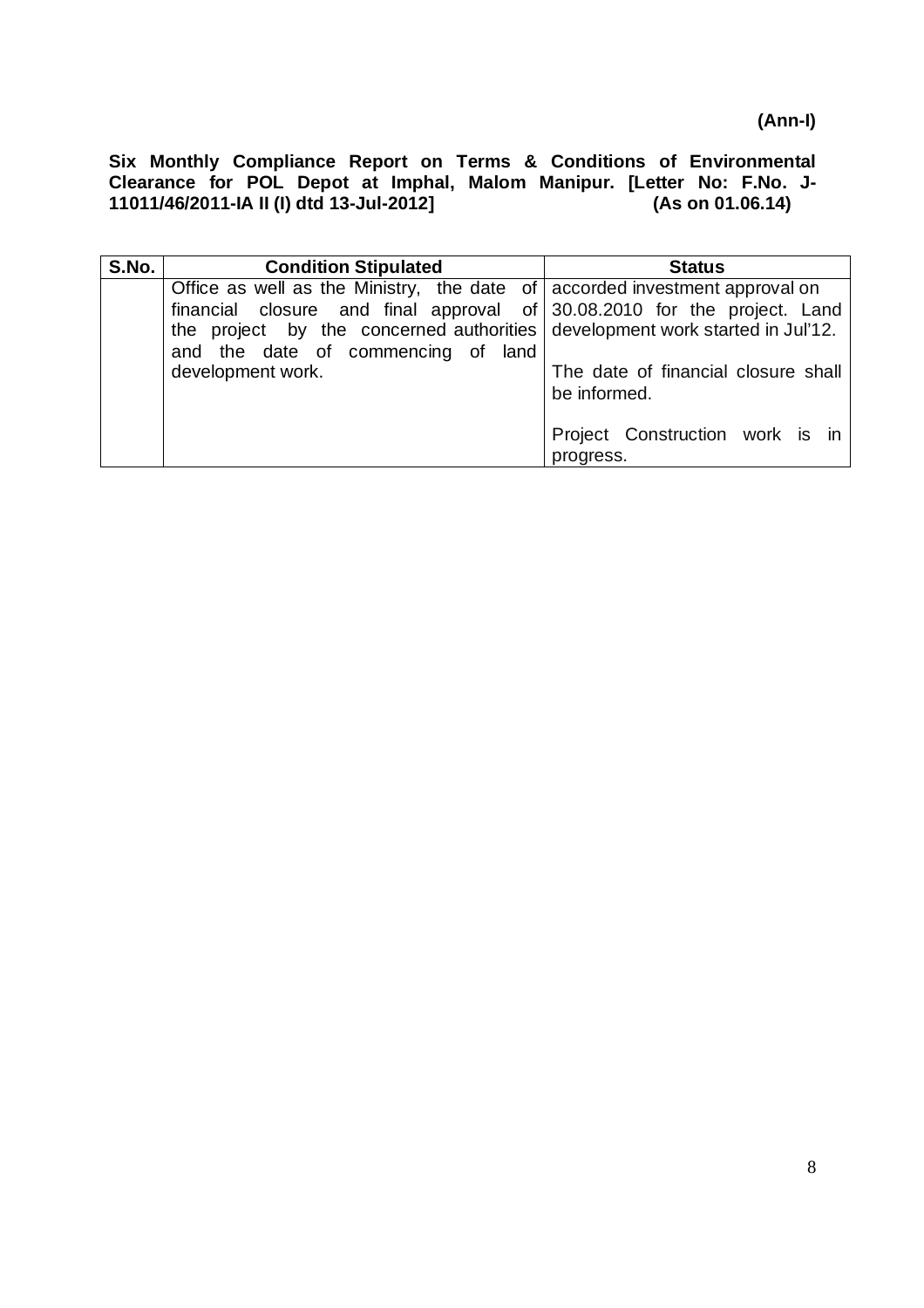**(Ann-I)**

**Six Monthly Compliance Report on Terms & Conditions of Environmental Clearance for POL Depot at Imphal, Malom Manipur. [Letter No: F.No. J-11011/46/2011-IA II (I) dtd 13-Jul-2012] (As on 01.06.14)**

| S.No. | Condition Stipulated | Status |
|---|---|---|
| | Office as well as the Ministry, the date of financial closure and final approval of the project by the concerned authorities and the date of commencing of land development work. | accorded investment approval on 30.08.2010 for the project. Land development work started in Jul'12.<br><br>The date of financial closure shall be informed.<br><br>Project Construction work is in progress. |